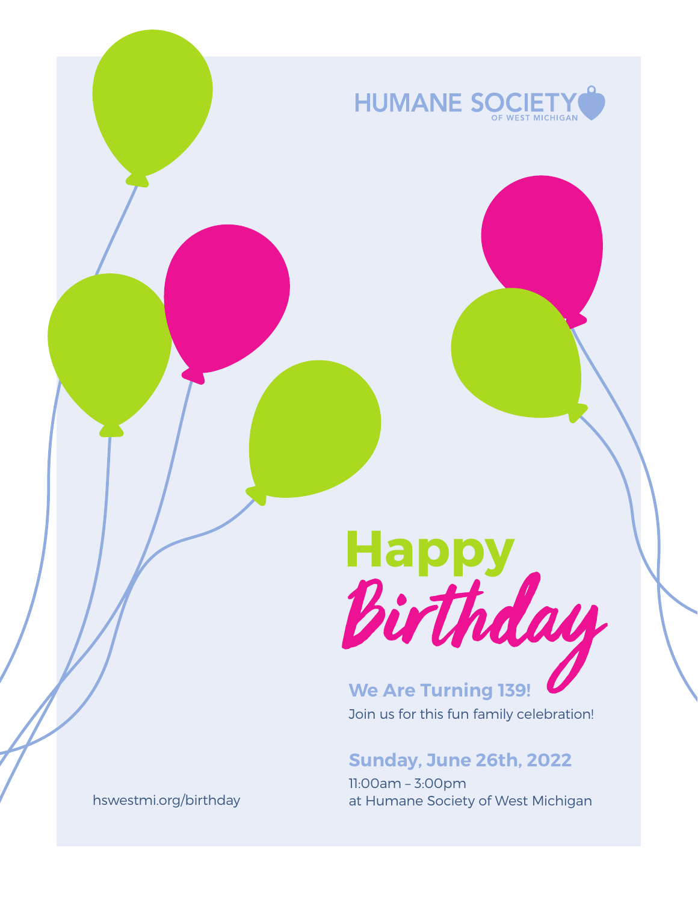HUMANE SOCIETY
OF WEST MICHIGAN

# Happy Birthday

**We Are Turning 139!**

Join us for this fun family celebration!

**Sunday, June 26th, 2022**

11:00am – 3:00pm
at Humane Society of West Michigan

hswestmi.org/birthday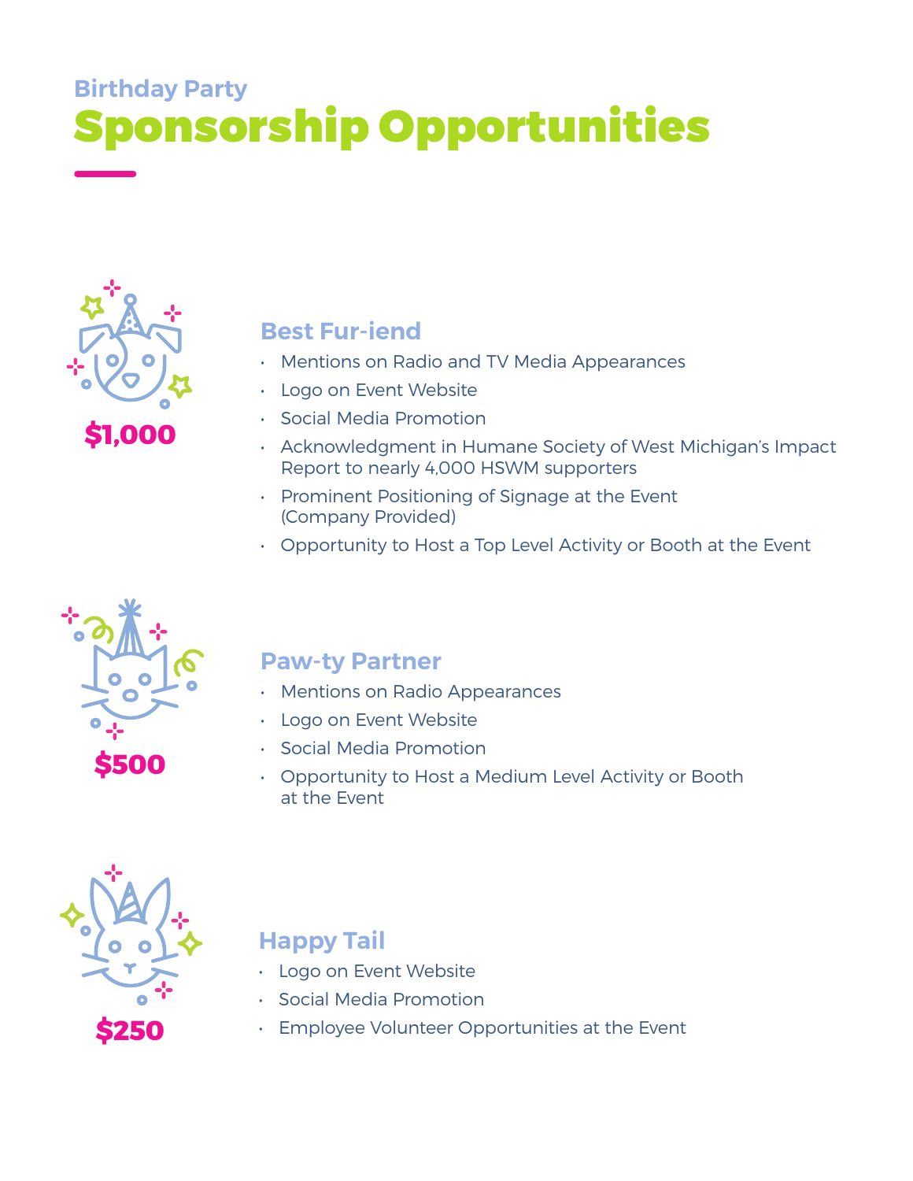Birthday Party

# Sponsorship Opportunities

**$1,000**

## Best Fur-iend

- Mentions on Radio and TV Media Appearances
- Logo on Event Website
- Social Media Promotion
- Acknowledgment in Humane Society of West Michigan's Impact Report to nearly 4,000 HSWM supporters
- Prominent Positioning of Signage at the Event (Company Provided)
- Opportunity to Host a Top Level Activity or Booth at the Event

**$500**

## Paw-ty Partner

- Mentions on Radio Appearances
- Logo on Event Website
- Social Media Promotion
- Opportunity to Host a Medium Level Activity or Booth at the Event

**$250**

## Happy Tail

- Logo on Event Website
- Social Media Promotion
- Employee Volunteer Opportunities at the Event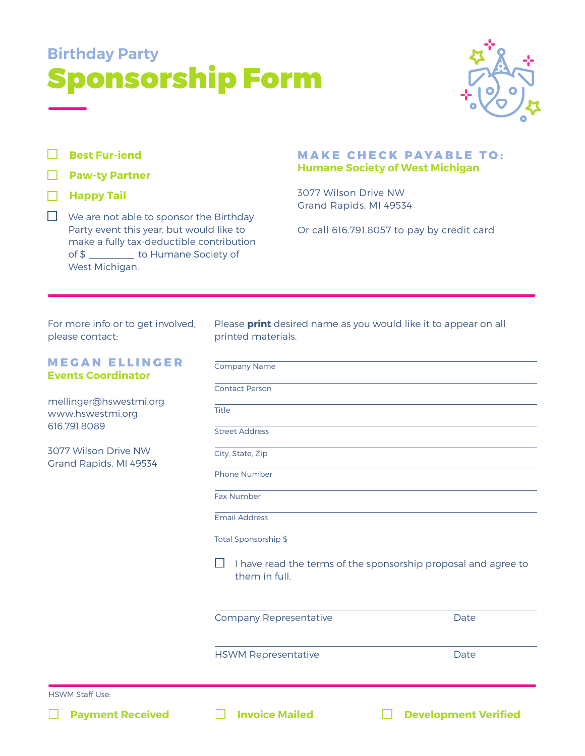## Birthday Party

# Sponsorship Form

- ☐ **Best Fur-iend**
- ☐ **Paw-ty Partner**
- ☐ **Happy Tail**
- ☐ We are not able to sponsor the Birthday Party event this year, but would like to make a fully tax-deductible contribution of $ _________ to Humane Society of West Michigan.

**MAKE CHECK PAYABLE TO:**
**Humane Society of West Michigan**

3077 Wilson Drive NW
Grand Rapids, MI 49534

Or call 616.791.8057 to pay by credit card

---

For more info or to get involved, please contact:

**MEGAN ELLINGER**
**Events Coordinator**

mellinger@hswestmi.org
www.hswestmi.org
616.791.8089

3077 Wilson Drive NW
Grand Rapids, MI 49534

Please **print** desired name as you would like it to appear on all printed materials.

Company Name ______________________

Contact Person ______________________

Title ______________________

Street Address ______________________

City, State, Zip ______________________

Phone Number ______________________

Fax Number ______________________

Email Address ______________________

Total Sponsorship $ ______________________

☐ I have read the terms of the sponsorship proposal and agree to them in full.

______________________
Company Representative　　　　Date

______________________
HSWM Representative　　　　Date

---

HSWM Staff Use:

☐ **Payment Received**　☐ **Invoice Mailed**　☐ **Development Verified**